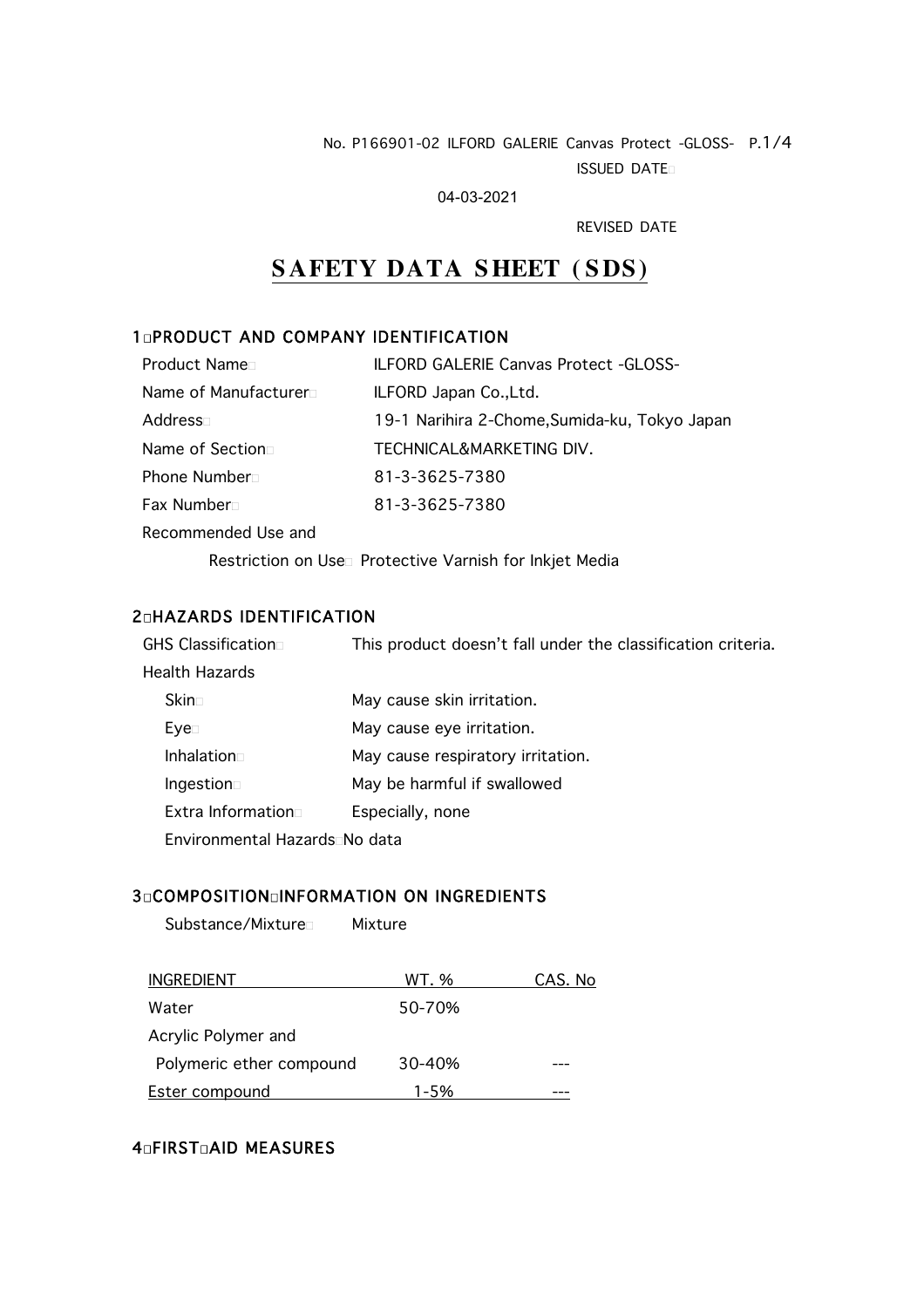No. P166901-02 ILFORD GALERIE Canvas Protect -GLOSS-

ISSUED DATE□

04-03-2021

REVISED DATE

# SAFETY DATA SHEET (SDS)

## 1□PRODUCT AND COMPANY IDENTIFICATION

Product Name□ ILFORD GALERIE Canvas Protect -GLOSS-

Name of Manufacturer□ ILFORD Japan Co.,Ltd.

Address□ 19-1 Narihira 2-Chome,Sumida-ku, Tokyo Japan

Name of Section□ TECHNICAL&MARKETING DIV.

Phone Number□ 81-3-3625-7380

Fax Number□ 81-3-3625-7380

Recommended Use and

Restriction on Use□ Protective Varnish for Inkjet Media

## 2□HAZARDS IDENTIFICATION

GHS Classification□ This product doesn't fall under the classification criteria.

Health Hazards

- Skin□ May cause skin irritation.
- Eye□ May cause eye irritation.
- Inhalation□ May cause respiratory irritation.
- Ingestion□ May be harmful if swallowed
- Extra Information□ Especially, none

Environmental Hazards□No data

## 3□COMPOSITION□INFORMATION ON INGREDIENTS

Substance/Mixture□ Mixture

| INGREDIENT | WT. % | CAS. No |
|---|---|---|
| Water | 50-70% | |
| Acrylic Polymer and Polymeric ether compound | 30-40% | --- |
| Ester compound | 1-5% | --- |

## 4□FIRST□AID MEASURES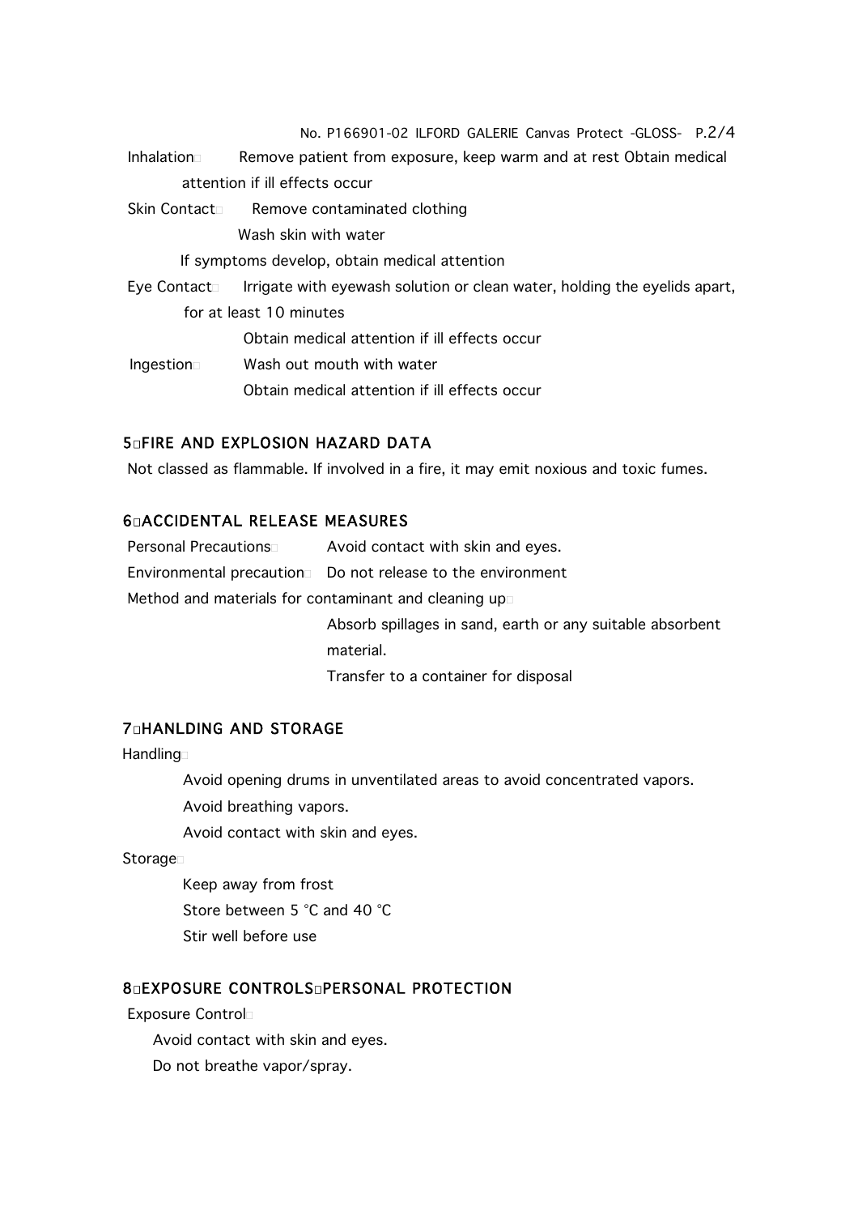Inhalation: Remove patient from exposure, keep warm and at rest Obtain medical attention if ill effects occur

Skin Contact: Remove contaminated clothing
Wash skin with water
If symptoms develop, obtain medical attention

Eye Contact: Irrigate with eyewash solution or clean water, holding the eyelids apart, for at least 10 minutes
Obtain medical attention if ill effects occur

Ingestion: Wash out mouth with water
Obtain medical attention if ill effects occur

## 5. FIRE AND EXPLOSION HAZARD DATA

Not classed as flammable. If involved in a fire, it may emit noxious and toxic fumes.

## 6. ACCIDENTAL RELEASE MEASURES

Personal Precautions: Avoid contact with skin and eyes.

Environmental precaution: Do not release to the environment

Method and materials for contaminant and cleaning up:
Absorb spillages in sand, earth or any suitable absorbent material.
Transfer to a container for disposal

## 7. HANLDING AND STORAGE

Handling:

Avoid opening drums in unventilated areas to avoid concentrated vapors.
Avoid breathing vapors.
Avoid contact with skin and eyes.

Storage:

Keep away from frost
Store between 5 °C and 40 °C
Stir well before use

## 8. EXPOSURE CONTROLS / PERSONAL PROTECTION

Exposure Control:

Avoid contact with skin and eyes.
Do not breathe vapor/spray.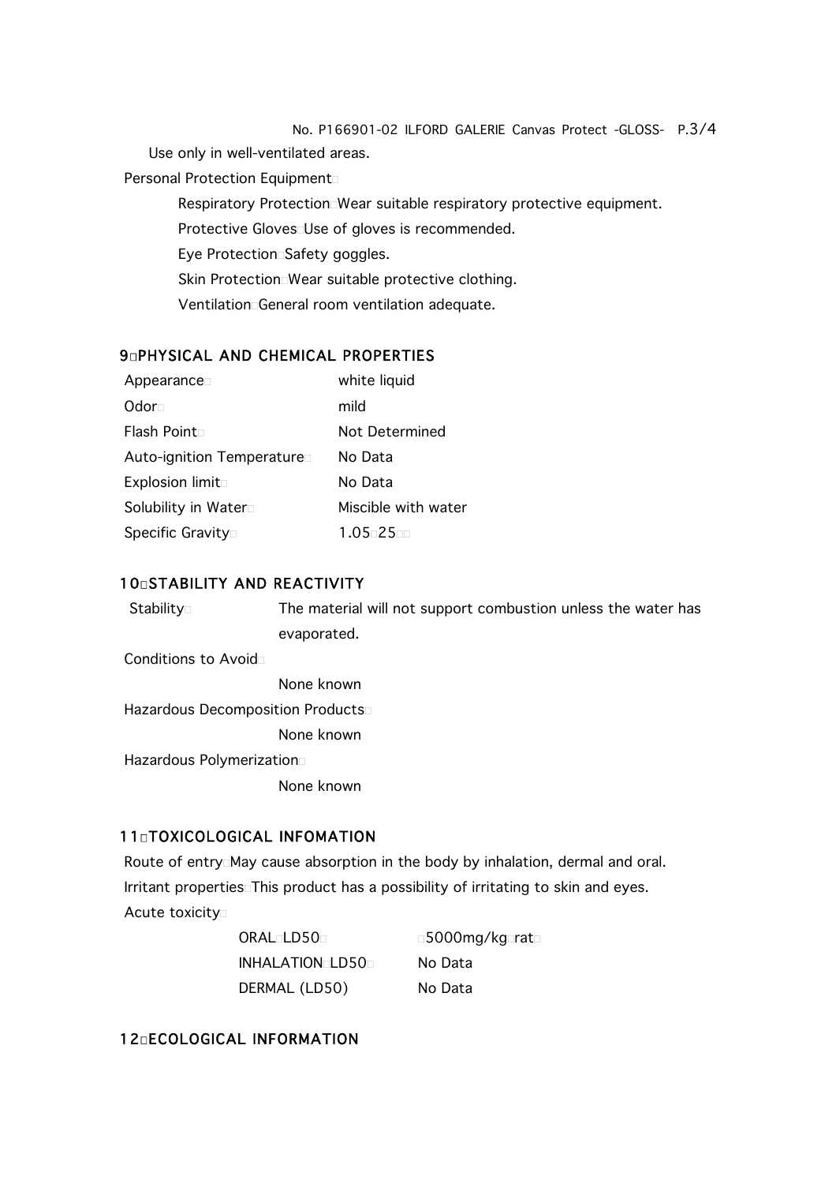Use only in well-ventilated areas.

Personal Protection Equipment□

Respiratory Protection□Wear suitable respiratory protective equipment.

Protective Gloves□Use of gloves is recommended.

Eye Protection□Safety goggles.

Skin Protection□Wear suitable protective clothing.

Ventilation□General room ventilation adequate.

## 9□PHYSICAL AND CHEMICAL PROPERTIES

| | |
|---|---|
| Appearance□ | white liquid |
| Odor□ | mild |
| Flash Point□ | Not Determined |
| Auto-ignition Temperature□ | No Data |
| Explosion limit□ | No Data |
| Solubility in Water□ | Miscible with water |
| Specific Gravity□ | 1.05□25□□ |

## 10□STABILITY AND REACTIVITY

Stability□ The material will not support combustion unless the water has evaporated.

Conditions to Avoid□

None known

Hazardous Decomposition Products□

None known

Hazardous Polymerization□

None known

## 11□TOXICOLOGICAL INFOMATION

Route of entry□May cause absorption in the body by inhalation, dermal and oral.

Irritant properties□This product has a possibility of irritating to skin and eyes.

Acute toxicity□

| | |
|---|---|
| ORAL□LD50□ | □5000mg/kg□rat□ |
| INHALATION□LD50□ | No Data |
| DERMAL (LD50) | No Data |

## 12□ECOLOGICAL INFORMATION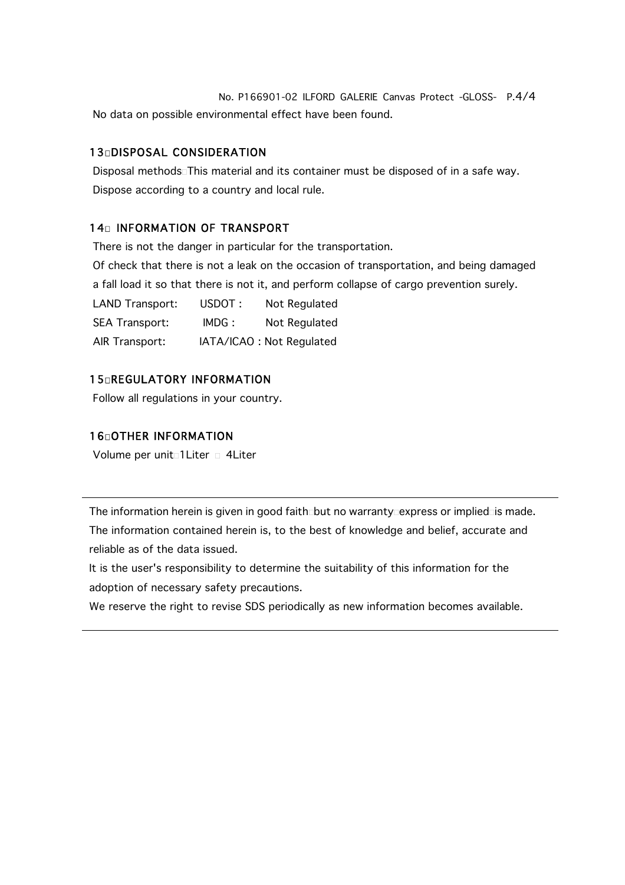No data on possible environmental effect have been found.

## 13．DISPOSAL CONSIDERATION

Disposal methods：This material and its container must be disposed of in a safe way.
Dispose according to a country and local rule.

## 14． INFORMATION OF TRANSPORT

There is not the danger in particular for the transportation.
Of check that there is not a leak on the occasion of transportation, and being damaged a fall load it so that there is not it, and perform collapse of cargo prevention surely.

| | | |
|---|---|---|
| LAND Transport: | USDOT : | Not Regulated |
| SEA Transport: | IMDG : | Not Regulated |
| AIR Transport: | IATA/ICAO : | Not Regulated |

## 15．REGULATORY INFORMATION

Follow all regulations in your country.

## 16．OTHER INFORMATION

Volume per unit：1Liter ， 4Liter

---

The information herein is given in good faith，but no warranty，express or implied，is made.
The information contained herein is, to the best of knowledge and belief, accurate and reliable as of the data issued.
It is the user's responsibility to determine the suitability of this information for the adoption of necessary safety precautions.
We reserve the right to revise SDS periodically as new information becomes available.

---